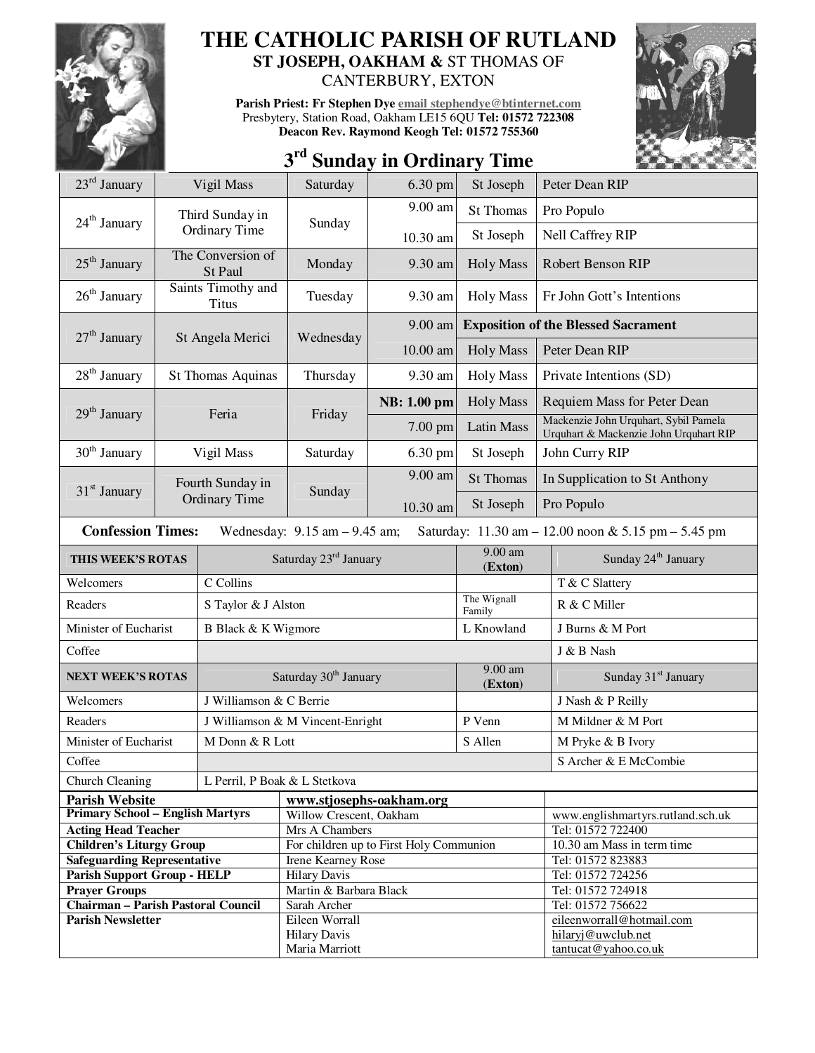# THE CATHOLIC PARISH OF RUTLAND

**ST JOSEPH, OAKHAM &** ST THOMAS OF CANTERBURY, EXTON

**Parish Priest: Fr Stephen Dye** email stephendye@btinternet.com
Presbytery, Station Road, Oakham LE15 6QU **Tel: 01572 722308**
**Deacon Rev. Raymond Keogh Tel: 01572 755360**

## 3rd Sunday in Ordinary Time

| Date | Feast | Day | Time | Mass | Intention |
|---|---|---|---|---|---|
| 23rd January | Vigil Mass | Saturday | 6.30 pm | St Joseph | Peter Dean RIP |
| 24th January | Third Sunday in Ordinary Time | Sunday | 9.00 am | St Thomas | Pro Populo |
| | | | 10.30 am | St Joseph | Nell Caffrey RIP |
| 25th January | The Conversion of St Paul | Monday | 9.30 am | Holy Mass | Robert Benson RIP |
| 26th January | Saints Timothy and Titus | Tuesday | 9.30 am | Holy Mass | Fr John Gott's Intentions |
| 27th January | St Angela Merici | Wednesday | 9.00 am | **Exposition of the Blessed Sacrament** | |
| | | | 10.00 am | Holy Mass | Peter Dean RIP |
| 28th January | St Thomas Aquinas | Thursday | 9.30 am | Holy Mass | Private Intentions (SD) |
| 29th January | Feria | Friday | **NB: 1.00 pm** | Holy Mass | Requiem Mass for Peter Dean |
| | | | 7.00 pm | Latin Mass | Mackenzie John Urquhart, Sybil Pamela Urquhart & Mackenzie John Urquhart RIP |
| 30th January | Vigil Mass | Saturday | 6.30 pm | St Joseph | John Curry RIP |
| 31st January | Fourth Sunday in Ordinary Time | Sunday | 9.00 am | St Thomas | In Supplication to St Anthony |
| | | | 10.30 am | St Joseph | Pro Populo |

**Confession Times:** Wednesday: 9.15 am – 9.45 am; Saturday: 11.30 am – 12.00 noon & 5.15 pm – 5.45 pm

| THIS WEEK'S ROTAS | Saturday 23rd January | 9.00 am (**Exton**) | Sunday 24th January |
|---|---|---|---|
| Welcomers | C Collins | | T & C Slattery |
| Readers | S Taylor & J Alston | The Wignall Family | R & C Miller |
| Minister of Eucharist | B Black & K Wigmore | L Knowland | J Burns & M Port |
| Coffee | | | J & B Nash |
| **NEXT WEEK'S ROTAS** | Saturday 30th January | 9.00 am (**Exton**) | Sunday 31st January |
| Welcomers | J Williamson & C Berrie | | J Nash & P Reilly |
| Readers | J Williamson & M Vincent-Enright | P Venn | M Mildner & M Port |
| Minister of Eucharist | M Donn & R Lott | S Allen | M Pryke & B Ivory |
| Coffee | | | S Archer & E McCombie |
| Church Cleaning | L Perril, P Boak & L Stetkova | | |

| | | |
|---|---|---|
| **Parish Website** | **www.stjosephs-oakham.org** | |
| **Primary School – English Martyrs** | Willow Crescent, Oakham | www.englishmartyrs.rutland.sch.uk |
| **Acting Head Teacher** | Mrs A Chambers | Tel: 01572 722400 |
| **Children's Liturgy Group** | For children up to First Holy Communion | 10.30 am Mass in term time |
| **Safeguarding Representative** | Irene Kearney Rose | Tel: 01572 823883 |
| **Parish Support Group - HELP** | Hilary Davis | Tel: 01572 724256 |
| **Prayer Groups** | Martin & Barbara Black | Tel: 01572 724918 |
| **Chairman – Parish Pastoral Council** | Sarah Archer | Tel: 01572 756622 |
| **Parish Newsletter** | Eileen Worrall<br>Hilary Davis<br>Maria Marriott | eileenworrall@hotmail.com<br>hilaryj@uwclub.net<br>tantucat@yahoo.co.uk |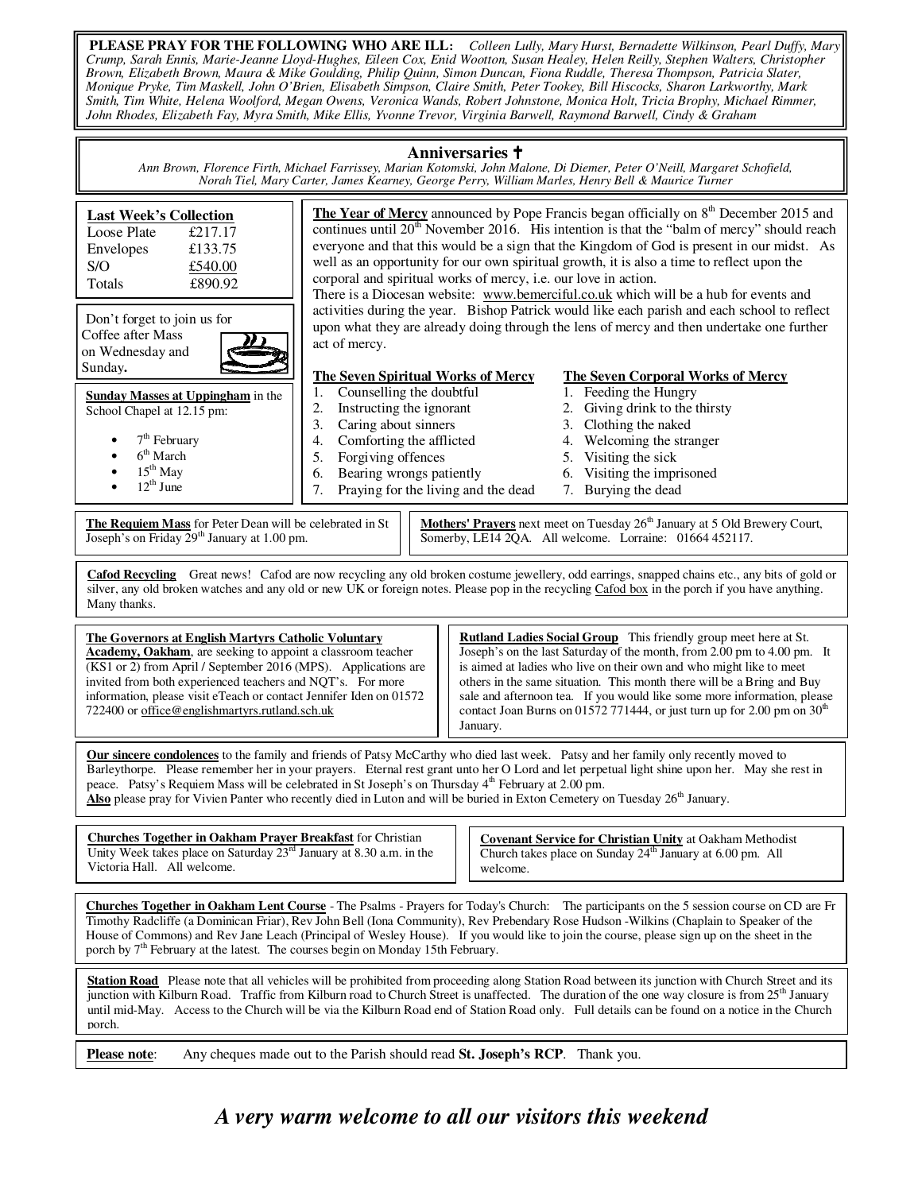**PLEASE PRAY FOR THE FOLLOWING WHO ARE ILL:** *Colleen Lully, Mary Hurst, Bernadette Wilkinson, Pearl Duffy, Mary Crump, Sarah Ennis, Marie-Jeanne Lloyd-Hughes, Eileen Cox, Enid Wootton, Susan Healey, Helen Reilly, Stephen Walters, Christopher Brown, Elizabeth Brown, Maura & Mike Goulding, Philip Quinn, Simon Duncan, Fiona Ruddle, Theresa Thompson, Patricia Slater, Monique Pryke, Tim Maskell, John O'Brien, Elisabeth Simpson, Claire Smith, Peter Tookey, Bill Hiscocks, Sharon Larkworthy, Mark Smith, Tim White, Helena Woolford, Megan Owens, Veronica Wands, Robert Johnstone, Monica Holt, Tricia Brophy, Michael Rimmer, John Rhodes, Elizabeth Fay, Myra Smith, Mike Ellis, Yvonne Trevor, Virginia Barwell, Raymond Barwell, Cindy & Graham*

## Anniversaries ✝

*Ann Brown, Florence Firth, Michael Farrissey, Marian Kotomski, John Malone, Di Diemer, Peter O'Neill, Margaret Schofield, Norah Tiel, Mary Carter, James Kearney, George Perry, William Marles, Henry Bell & Maurice Turner*

**Last Week's Collection**

| | |
|---|---|
| Loose Plate | £217.17 |
| Envelopes | £133.75 |
| S/O | £540.00 |
| Totals | £890.92 |

Don't forget to join us for Coffee after Mass on Wednesday and Sunday.

**Sunday Masses at Uppingham** in the School Chapel at 12.15 pm:

- 7th February
- 6th March
- 15th May
- 12th June

**The Year of Mercy** announced by Pope Francis began officially on 8th December 2015 and continues until 20th November 2016. His intention is that the "balm of mercy" should reach everyone and that this would be a sign that the Kingdom of God is present in our midst. As well as an opportunity for our own spiritual growth, it is also a time to reflect upon the corporal and spiritual works of mercy, i.e. our love in action.
There is a Diocesan website: www.bemerciful.co.uk which will be a hub for events and activities during the year. Bishop Patrick would like each parish and each school to reflect upon what they are already doing through the lens of mercy and then undertake one further act of mercy.

**The Seven Spiritual Works of Mercy**

1. Counselling the doubtful
2. Instructing the ignorant
3. Caring about sinners
4. Comforting the afflicted
5. Forgiving offences
6. Bearing wrongs patiently
7. Praying for the living and the dead

**The Seven Corporal Works of Mercy**

1. Feeding the Hungry
2. Giving drink to the thirsty
3. Clothing the naked
4. Welcoming the stranger
5. Visiting the sick
6. Visiting the imprisoned
7. Burying the dead

**The Requiem Mass** for Peter Dean will be celebrated in St Joseph's on Friday 29th January at 1.00 pm.

**Mothers' Prayers** next meet on Tuesday 26th January at 5 Old Brewery Court, Somerby, LE14 2QA. All welcome. Lorraine: 01664 452117.

**Cafod Recycling** Great news! Cafod are now recycling any old broken costume jewellery, odd earrings, snapped chains etc., any bits of gold or silver, any old broken watches and any old or new UK or foreign notes. Please pop in the recycling Cafod box in the porch if you have anything. Many thanks.

**The Governors at English Martyrs Catholic Voluntary Academy, Oakham**, are seeking to appoint a classroom teacher (KS1 or 2) from April / September 2016 (MPS). Applications are invited from both experienced teachers and NQT's. For more information, please visit eTeach or contact Jennifer Iden on 01572 722400 or office@englishmartyrs.rutland.sch.uk

**Rutland Ladies Social Group** This friendly group meet here at St. Joseph's on the last Saturday of the month, from 2.00 pm to 4.00 pm. It is aimed at ladies who live on their own and who might like to meet others in the same situation. This month there will be a Bring and Buy sale and afternoon tea. If you would like some more information, please contact Joan Burns on 01572 771444, or just turn up for 2.00 pm on 30th January.

**Our sincere condolences** to the family and friends of Patsy McCarthy who died last week. Patsy and her family only recently moved to Barleythorpe. Please remember her in your prayers. Eternal rest grant unto her O Lord and let perpetual light shine upon her. May she rest in peace. Patsy's Requiem Mass will be celebrated in St Joseph's on Thursday 4th February at 2.00 pm.
**Also** please pray for Vivien Panter who recently died in Luton and will be buried in Exton Cemetery on Tuesday 26th January.

**Churches Together in Oakham Prayer Breakfast** for Christian Unity Week takes place on Saturday 23rd January at 8.30 a.m. in the Victoria Hall. All welcome.

**Covenant Service for Christian Unity** at Oakham Methodist Church takes place on Sunday 24th January at 6.00 pm. All welcome.

**Churches Together in Oakham Lent Course** - The Psalms - Prayers for Today's Church: The participants on the 5 session course on CD are Fr Timothy Radcliffe (a Dominican Friar), Rev John Bell (Iona Community), Rev Prebendary Rose Hudson -Wilkins (Chaplain to Speaker of the House of Commons) and Rev Jane Leach (Principal of Wesley House). If you would like to join the course, please sign up on the sheet in the porch by 7th February at the latest. The courses begin on Monday 15th February.

**Station Road** Please note that all vehicles will be prohibited from proceeding along Station Road between its junction with Church Street and its junction with Kilburn Road. Traffic from Kilburn road to Church Street is unaffected. The duration of the one way closure is from 25th January until mid-May. Access to the Church will be via the Kilburn Road end of Station Road only. Full details can be found on a notice in the Church porch.

**Please note**: Any cheques made out to the Parish should read **St. Joseph's RCP**. Thank you.

***A very warm welcome to all our visitors this weekend***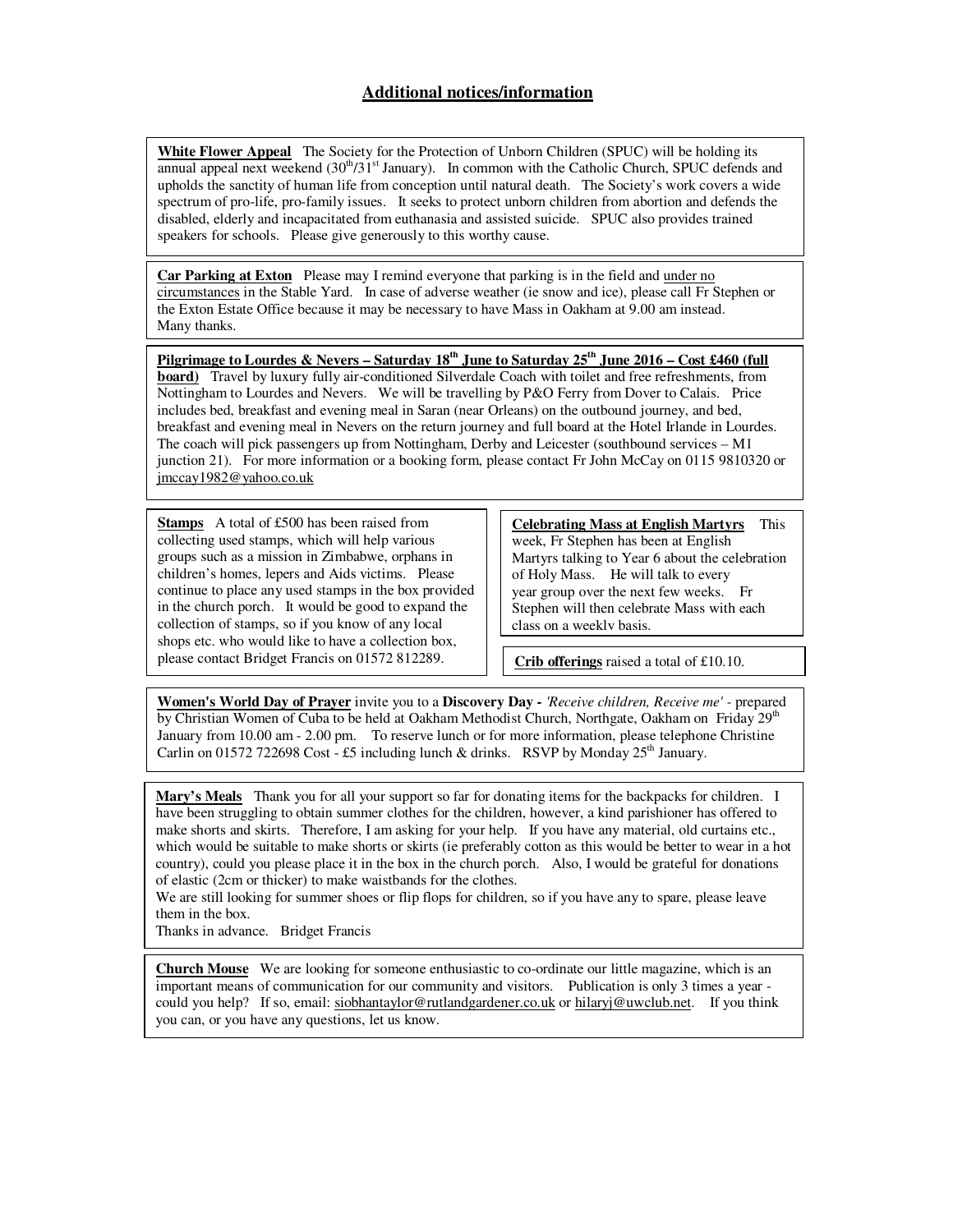## Additional notices/information

**White Flower Appeal** The Society for the Protection of Unborn Children (SPUC) will be holding its annual appeal next weekend (30th/31st January). In common with the Catholic Church, SPUC defends and upholds the sanctity of human life from conception until natural death. The Society's work covers a wide spectrum of pro-life, pro-family issues. It seeks to protect unborn children from abortion and defends the disabled, elderly and incapacitated from euthanasia and assisted suicide. SPUC also provides trained speakers for schools. Please give generously to this worthy cause.

**Car Parking at Exton** Please may I remind everyone that parking is in the field and under no circumstances in the Stable Yard. In case of adverse weather (ie snow and ice), please call Fr Stephen or the Exton Estate Office because it may be necessary to have Mass in Oakham at 9.00 am instead. Many thanks.

**Pilgrimage to Lourdes & Nevers – Saturday 18th June to Saturday 25th June 2016 – Cost £460 (full board)** Travel by luxury fully air-conditioned Silverdale Coach with toilet and free refreshments, from Nottingham to Lourdes and Nevers. We will be travelling by P&O Ferry from Dover to Calais. Price includes bed, breakfast and evening meal in Saran (near Orleans) on the outbound journey, and bed, breakfast and evening meal in Nevers on the return journey and full board at the Hotel Irlande in Lourdes. The coach will pick passengers up from Nottingham, Derby and Leicester (southbound services – M1 junction 21). For more information or a booking form, please contact Fr John McCay on 0115 9810320 or jmccay1982@yahoo.co.uk

**Stamps** A total of £500 has been raised from collecting used stamps, which will help various groups such as a mission in Zimbabwe, orphans in children's homes, lepers and Aids victims. Please continue to place any used stamps in the box provided in the church porch. It would be good to expand the collection of stamps, so if you know of any local shops etc. who would like to have a collection box, please contact Bridget Francis on 01572 812289.

**Celebrating Mass at English Martyrs** This week, Fr Stephen has been at English Martyrs talking to Year 6 about the celebration of Holy Mass. He will talk to every year group over the next few weeks. Fr Stephen will then celebrate Mass with each class on a weekly basis.

**Crib offerings** raised a total of £10.10.

**Women's World Day of Prayer** invite you to a **Discovery Day -** *'Receive children, Receive me'* - prepared by Christian Women of Cuba to be held at Oakham Methodist Church, Northgate, Oakham on Friday 29th January from 10.00 am - 2.00 pm. To reserve lunch or for more information, please telephone Christine Carlin on 01572 722698 Cost - £5 including lunch & drinks. RSVP by Monday 25th January.

**Mary's Meals** Thank you for all your support so far for donating items for the backpacks for children. I have been struggling to obtain summer clothes for the children, however, a kind parishioner has offered to make shorts and skirts. Therefore, I am asking for your help. If you have any material, old curtains etc., which would be suitable to make shorts or skirts (ie preferably cotton as this would be better to wear in a hot country), could you please place it in the box in the church porch. Also, I would be grateful for donations of elastic (2cm or thicker) to make waistbands for the clothes.
We are still looking for summer shoes or flip flops for children, so if you have any to spare, please leave them in the box.
Thanks in advance. Bridget Francis

**Church Mouse** We are looking for someone enthusiastic to co-ordinate our little magazine, which is an important means of communication for our community and visitors. Publication is only 3 times a year - could you help? If so, email: siobhantaylor@rutlandgardener.co.uk or hilaryj@uwclub.net. If you think you can, or you have any questions, let us know.